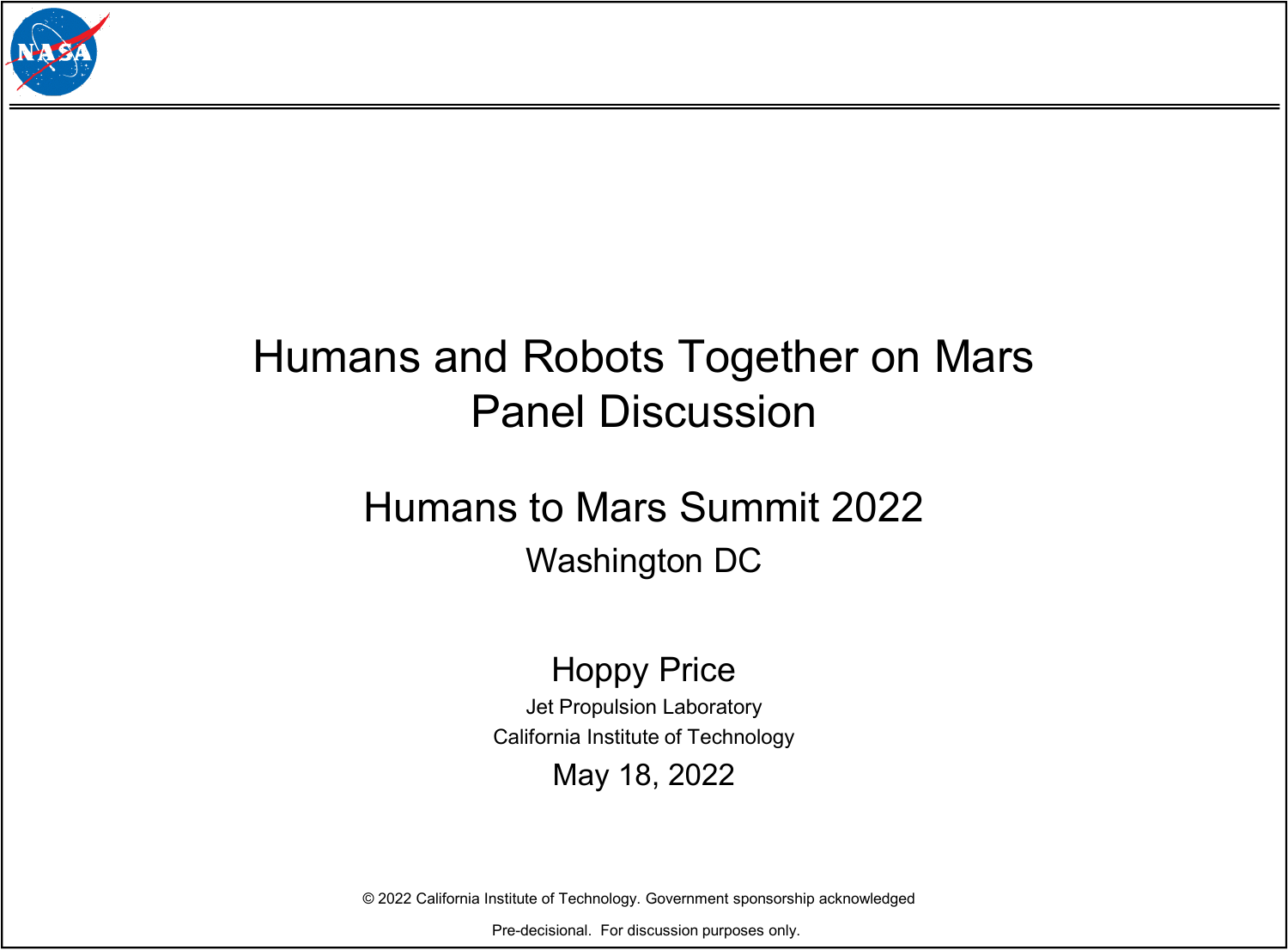# Humans and Robots Together on Mars
# Panel Discussion

## Humans to Mars Summit 2022

Washington DC

Hoppy Price

Jet Propulsion Laboratory

California Institute of Technology

May 18, 2022

© 2022 California Institute of Technology. Government sponsorship acknowledged

Pre-decisional. For discussion purposes only.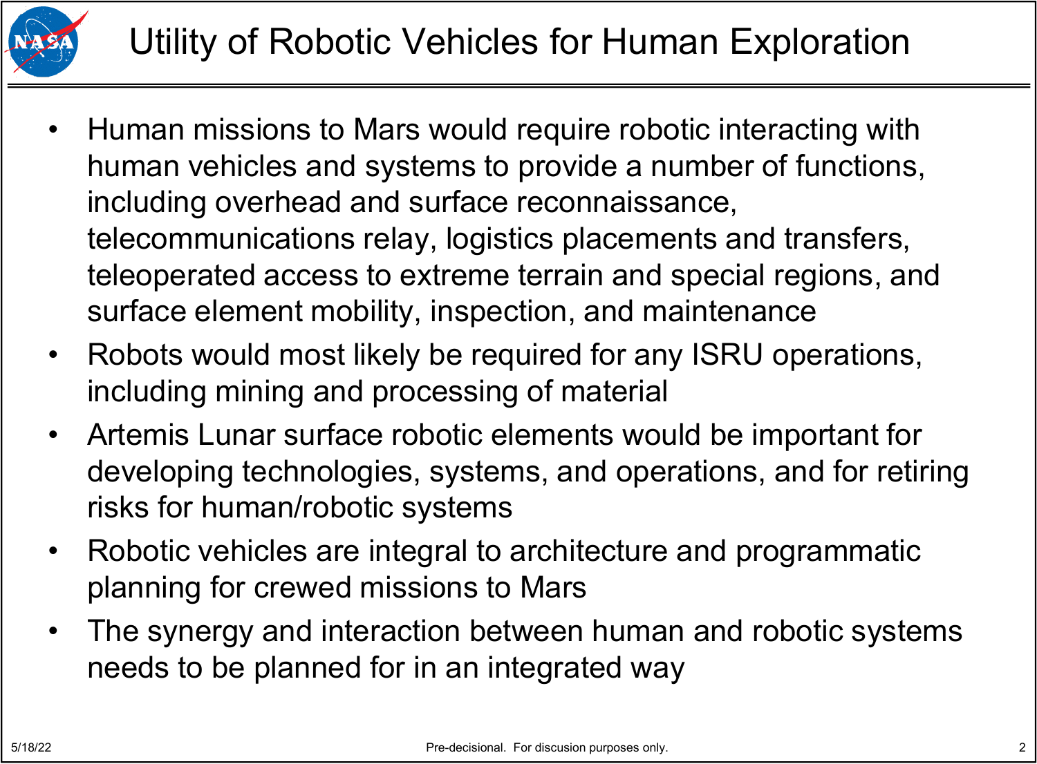# Utility of Robotic Vehicles for Human Exploration

- Human missions to Mars would require robotic interacting with human vehicles and systems to provide a number of functions, including overhead and surface reconnaissance, telecommunications relay, logistics placements and transfers, teleoperated access to extreme terrain and special regions, and surface element mobility, inspection, and maintenance
- Robots would most likely be required for any ISRU operations, including mining and processing of material
- Artemis Lunar surface robotic elements would be important for developing technologies, systems, and operations, and for retiring risks for human/robotic systems
- Robotic vehicles are integral to architecture and programmatic planning for crewed missions to Mars
- The synergy and interaction between human and robotic systems needs to be planned for in an integrated way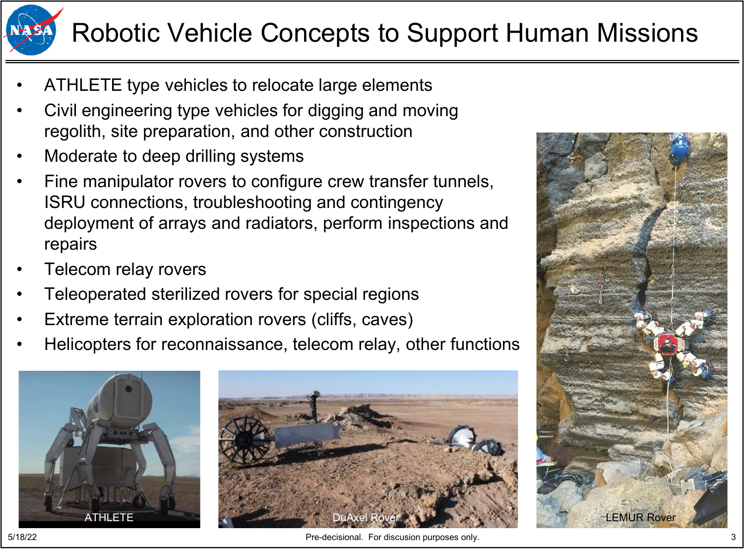# Robotic Vehicle Concepts to Support Human Missions

- ATHLETE type vehicles to relocate large elements
- Civil engineering type vehicles for digging and moving regolith, site preparation, and other construction
- Moderate to deep drilling systems
- Fine manipulator rovers to configure crew transfer tunnels, ISRU connections, troubleshooting and contingency deployment of arrays and radiators, perform inspections and repairs
- Telecom relay rovers
- Teleoperated sterilized rovers for special regions
- Extreme terrain exploration rovers (cliffs, caves)
- Helicopters for reconnaissance, telecom relay, other functions

ATHLETE

DuAxel Rover

LEMUR Rover

Pre-decisional. For discusion purposes only.